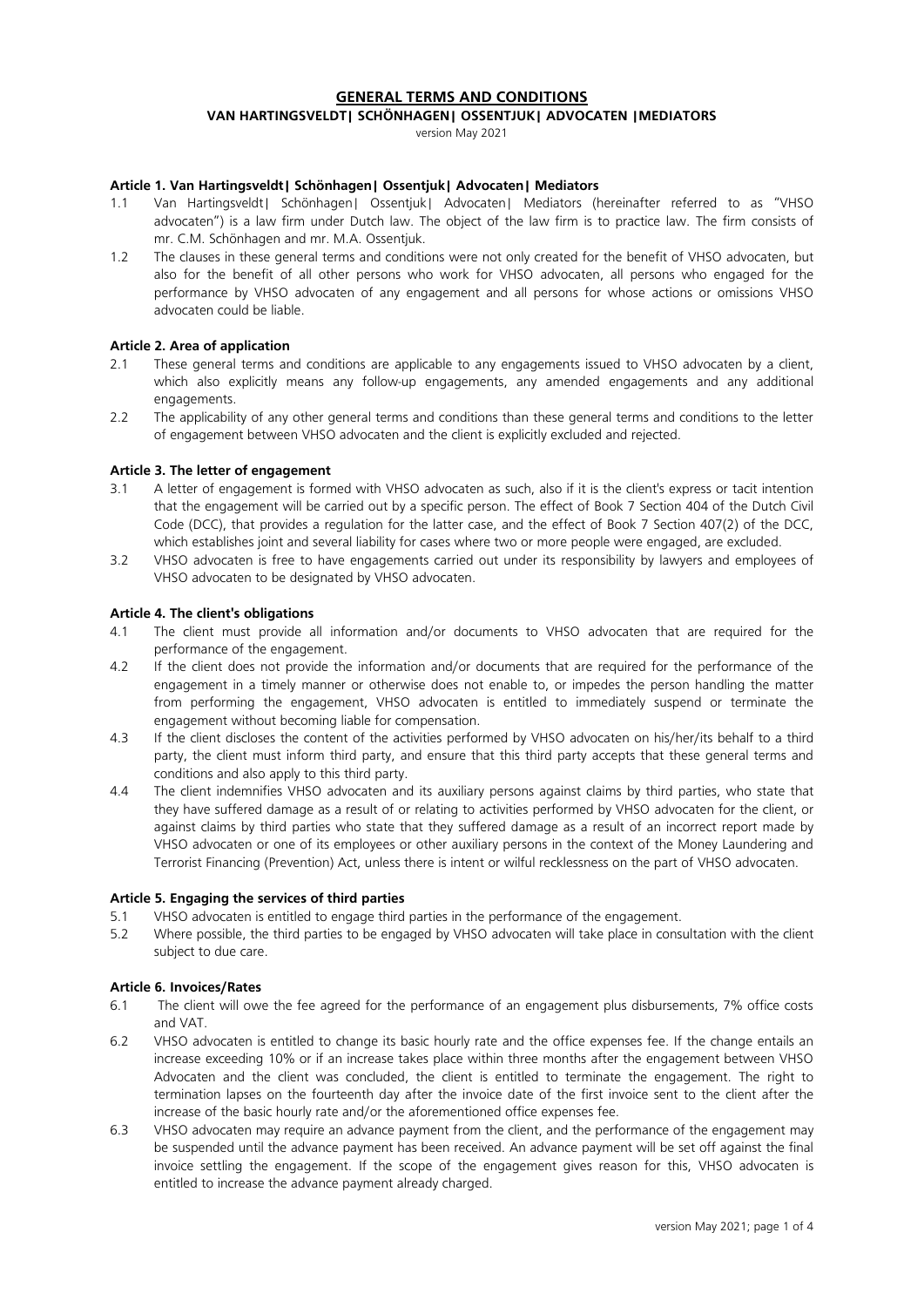# GENERAL TERMS AND CONDITIONS

## VAN HARTINGSVELDT| SCHÖNHAGEN| OSSENTJUK| ADVOCATEN |MEDIATORS

version May 2021

### Article 1. Van Hartingsveldt| Schönhagen| Ossentjuk| Advocaten| Mediators

1.1 Van Hartingsveldt| Schönhagen| Ossentjuk| Advocaten| Mediators (hereinafter referred to as "VHSO advocaten") is a law firm under Dutch law. The object of the law firm is to practice law. The firm consists of mr. C.M. Schönhagen and mr. M.A. Ossentjuk.

1.2 The clauses in these general terms and conditions were not only created for the benefit of VHSO advocaten, but also for the benefit of all other persons who work for VHSO advocaten, all persons who engaged for the performance by VHSO advocaten of any engagement and all persons for whose actions or omissions VHSO advocaten could be liable.

### Article 2. Area of application

2.1 These general terms and conditions are applicable to any engagements issued to VHSO advocaten by a client, which also explicitly means any follow-up engagements, any amended engagements and any additional engagements.

2.2 The applicability of any other general terms and conditions than these general terms and conditions to the letter of engagement between VHSO advocaten and the client is explicitly excluded and rejected.

### Article 3. The letter of engagement

3.1 A letter of engagement is formed with VHSO advocaten as such, also if it is the client's express or tacit intention that the engagement will be carried out by a specific person. The effect of Book 7 Section 404 of the Dutch Civil Code (DCC), that provides a regulation for the latter case, and the effect of Book 7 Section 407(2) of the DCC, which establishes joint and several liability for cases where two or more people were engaged, are excluded.

3.2 VHSO advocaten is free to have engagements carried out under its responsibility by lawyers and employees of VHSO advocaten to be designated by VHSO advocaten.

### Article 4. The client's obligations

4.1 The client must provide all information and/or documents to VHSO advocaten that are required for the performance of the engagement.

4.2 If the client does not provide the information and/or documents that are required for the performance of the engagement in a timely manner or otherwise does not enable to, or impedes the person handling the matter from performing the engagement, VHSO advocaten is entitled to immediately suspend or terminate the engagement without becoming liable for compensation.

4.3 If the client discloses the content of the activities performed by VHSO advocaten on his/her/its behalf to a third party, the client must inform third party, and ensure that this third party accepts that these general terms and conditions and also apply to this third party.

4.4 The client indemnifies VHSO advocaten and its auxiliary persons against claims by third parties, who state that they have suffered damage as a result of or relating to activities performed by VHSO advocaten for the client, or against claims by third parties who state that they suffered damage as a result of an incorrect report made by VHSO advocaten or one of its employees or other auxiliary persons in the context of the Money Laundering and Terrorist Financing (Prevention) Act, unless there is intent or wilful recklessness on the part of VHSO advocaten.

### Article 5. Engaging the services of third parties

5.1 VHSO advocaten is entitled to engage third parties in the performance of the engagement.

5.2 Where possible, the third parties to be engaged by VHSO advocaten will take place in consultation with the client subject to due care.

### Article 6. Invoices/Rates

6.1 The client will owe the fee agreed for the performance of an engagement plus disbursements, 7% office costs and VAT.

6.2 VHSO advocaten is entitled to change its basic hourly rate and the office expenses fee. If the change entails an increase exceeding 10% or if an increase takes place within three months after the engagement between VHSO Advocaten and the client was concluded, the client is entitled to terminate the engagement. The right to termination lapses on the fourteenth day after the invoice date of the first invoice sent to the client after the increase of the basic hourly rate and/or the aforementioned office expenses fee.

6.3 VHSO advocaten may require an advance payment from the client, and the performance of the engagement may be suspended until the advance payment has been received. An advance payment will be set off against the final invoice settling the engagement. If the scope of the engagement gives reason for this, VHSO advocaten is entitled to increase the advance payment already charged.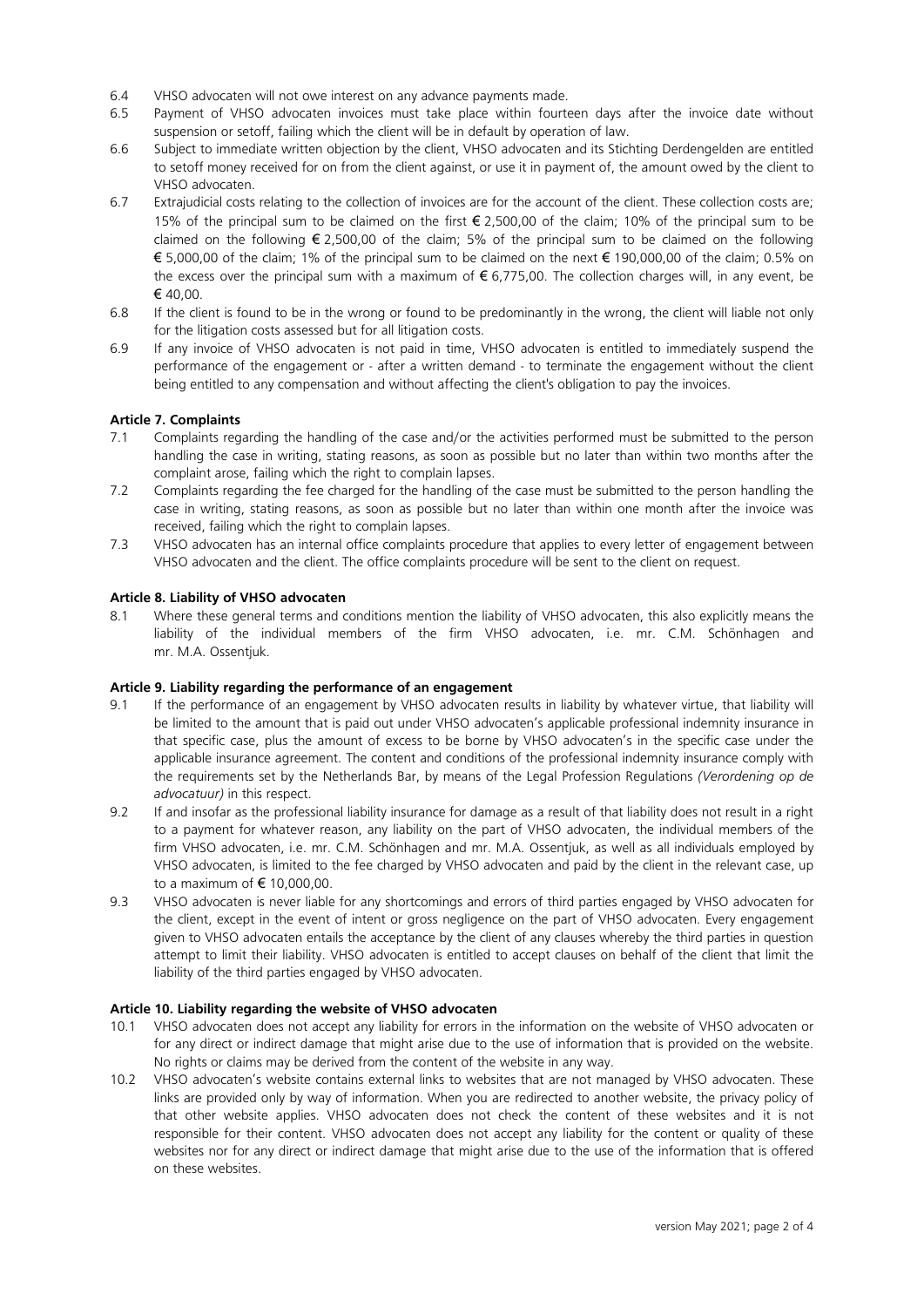6.4 VHSO advocaten will not owe interest on any advance payments made.

6.5 Payment of VHSO advocaten invoices must take place within fourteen days after the invoice date without suspension or setoff, failing which the client will be in default by operation of law.

6.6 Subject to immediate written objection by the client, VHSO advocaten and its Stichting Derdengelden are entitled to setoff money received for on from the client against, or use it in payment of, the amount owed by the client to VHSO advocaten.

6.7 Extrajudicial costs relating to the collection of invoices are for the account of the client. These collection costs are; 15% of the principal sum to be claimed on the first € 2,500,00 of the claim; 10% of the principal sum to be claimed on the following € 2,500,00 of the claim; 5% of the principal sum to be claimed on the following € 5,000,00 of the claim; 1% of the principal sum to be claimed on the next € 190,000,00 of the claim; 0.5% on the excess over the principal sum with a maximum of € 6,775,00. The collection charges will, in any event, be € 40,00.

6.8 If the client is found to be in the wrong or found to be predominantly in the wrong, the client will liable not only for the litigation costs assessed but for all litigation costs.

6.9 If any invoice of VHSO advocaten is not paid in time, VHSO advocaten is entitled to immediately suspend the performance of the engagement or - after a written demand - to terminate the engagement without the client being entitled to any compensation and without affecting the client's obligation to pay the invoices.

**Article 7. Complaints**

7.1 Complaints regarding the handling of the case and/or the activities performed must be submitted to the person handling the case in writing, stating reasons, as soon as possible but no later than within two months after the complaint arose, failing which the right to complain lapses.

7.2 Complaints regarding the fee charged for the handling of the case must be submitted to the person handling the case in writing, stating reasons, as soon as possible but no later than within one month after the invoice was received, failing which the right to complain lapses.

7.3 VHSO advocaten has an internal office complaints procedure that applies to every letter of engagement between VHSO advocaten and the client. The office complaints procedure will be sent to the client on request.

**Article 8. Liability of VHSO advocaten**

8.1 Where these general terms and conditions mention the liability of VHSO advocaten, this also explicitly means the liability of the individual members of the firm VHSO advocaten, i.e. mr. C.M. Schönhagen and mr. M.A. Ossentjuk.

**Article 9. Liability regarding the performance of an engagement**

9.1 If the performance of an engagement by VHSO advocaten results in liability by whatever virtue, that liability will be limited to the amount that is paid out under VHSO advocaten's applicable professional indemnity insurance in that specific case, plus the amount of excess to be borne by VHSO advocaten's in the specific case under the applicable insurance agreement. The content and conditions of the professional indemnity insurance comply with the requirements set by the Netherlands Bar, by means of the Legal Profession Regulations *(Verordening op de advocatuur)* in this respect.

9.2 If and insofar as the professional liability insurance for damage as a result of that liability does not result in a right to a payment for whatever reason, any liability on the part of VHSO advocaten, the individual members of the firm VHSO advocaten, i.e. mr. C.M. Schönhagen and mr. M.A. Ossentjuk, as well as all individuals employed by VHSO advocaten, is limited to the fee charged by VHSO advocaten and paid by the client in the relevant case, up to a maximum of € 10,000,00.

9.3 VHSO advocaten is never liable for any shortcomings and errors of third parties engaged by VHSO advocaten for the client, except in the event of intent or gross negligence on the part of VHSO advocaten. Every engagement given to VHSO advocaten entails the acceptance by the client of any clauses whereby the third parties in question attempt to limit their liability. VHSO advocaten is entitled to accept clauses on behalf of the client that limit the liability of the third parties engaged by VHSO advocaten.

**Article 10. Liability regarding the website of VHSO advocaten**

10.1 VHSO advocaten does not accept any liability for errors in the information on the website of VHSO advocaten or for any direct or indirect damage that might arise due to the use of information that is provided on the website. No rights or claims may be derived from the content of the website in any way.

10.2 VHSO advocaten's website contains external links to websites that are not managed by VHSO advocaten. These links are provided only by way of information. When you are redirected to another website, the privacy policy of that other website applies. VHSO advocaten does not check the content of these websites and it is not responsible for their content. VHSO advocaten does not accept any liability for the content or quality of these websites nor for any direct or indirect damage that might arise due to the use of the information that is offered on these websites.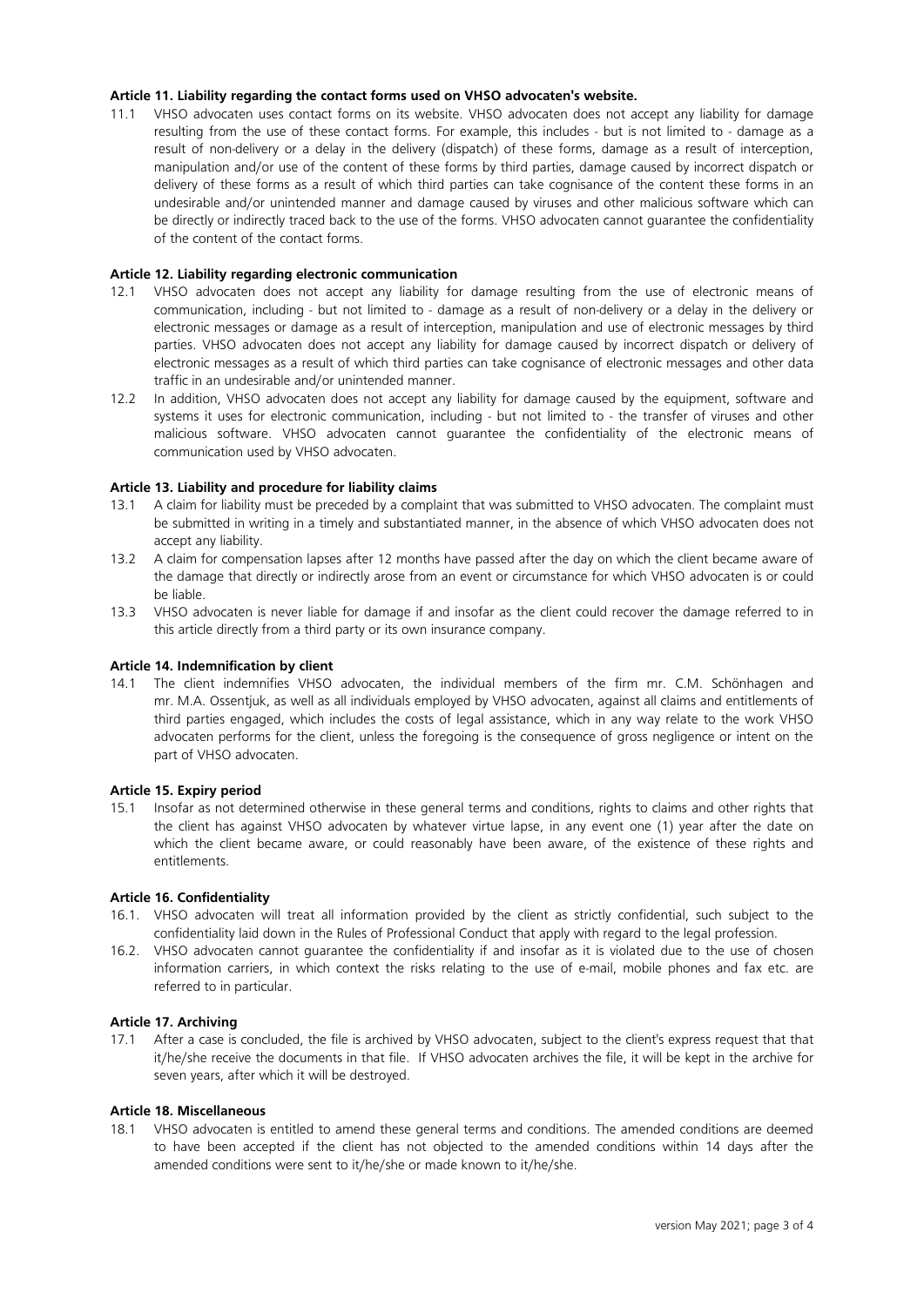**Article 11. Liability regarding the contact forms used on VHSO advocaten's website.**

11.1 VHSO advocaten uses contact forms on its website. VHSO advocaten does not accept any liability for damage resulting from the use of these contact forms. For example, this includes - but is not limited to - damage as a result of non-delivery or a delay in the delivery (dispatch) of these forms, damage as a result of interception, manipulation and/or use of the content of these forms by third parties, damage caused by incorrect dispatch or delivery of these forms as a result of which third parties can take cognisance of the content these forms in an undesirable and/or unintended manner and damage caused by viruses and other malicious software which can be directly or indirectly traced back to the use of the forms. VHSO advocaten cannot guarantee the confidentiality of the content of the contact forms.

**Article 12. Liability regarding electronic communication**

12.1 VHSO advocaten does not accept any liability for damage resulting from the use of electronic means of communication, including - but not limited to - damage as a result of non-delivery or a delay in the delivery or electronic messages or damage as a result of interception, manipulation and use of electronic messages by third parties. VHSO advocaten does not accept any liability for damage caused by incorrect dispatch or delivery of electronic messages as a result of which third parties can take cognisance of electronic messages and other data traffic in an undesirable and/or unintended manner.

12.2 In addition, VHSO advocaten does not accept any liability for damage caused by the equipment, software and systems it uses for electronic communication, including - but not limited to - the transfer of viruses and other malicious software. VHSO advocaten cannot guarantee the confidentiality of the electronic means of communication used by VHSO advocaten.

**Article 13. Liability and procedure for liability claims**

13.1 A claim for liability must be preceded by a complaint that was submitted to VHSO advocaten. The complaint must be submitted in writing in a timely and substantiated manner, in the absence of which VHSO advocaten does not accept any liability.

13.2 A claim for compensation lapses after 12 months have passed after the day on which the client became aware of the damage that directly or indirectly arose from an event or circumstance for which VHSO advocaten is or could be liable.

13.3 VHSO advocaten is never liable for damage if and insofar as the client could recover the damage referred to in this article directly from a third party or its own insurance company.

**Article 14. Indemnification by client**

14.1 The client indemnifies VHSO advocaten, the individual members of the firm mr. C.M. Schönhagen and mr. M.A. Ossentjuk, as well as all individuals employed by VHSO advocaten, against all claims and entitlements of third parties engaged, which includes the costs of legal assistance, which in any way relate to the work VHSO advocaten performs for the client, unless the foregoing is the consequence of gross negligence or intent on the part of VHSO advocaten.

**Article 15. Expiry period**

15.1 Insofar as not determined otherwise in these general terms and conditions, rights to claims and other rights that the client has against VHSO advocaten by whatever virtue lapse, in any event one (1) year after the date on which the client became aware, or could reasonably have been aware, of the existence of these rights and entitlements.

**Article 16. Confidentiality**

16.1. VHSO advocaten will treat all information provided by the client as strictly confidential, such subject to the confidentiality laid down in the Rules of Professional Conduct that apply with regard to the legal profession.

16.2. VHSO advocaten cannot guarantee the confidentiality if and insofar as it is violated due to the use of chosen information carriers, in which context the risks relating to the use of e-mail, mobile phones and fax etc. are referred to in particular.

**Article 17. Archiving**

17.1 After a case is concluded, the file is archived by VHSO advocaten, subject to the client's express request that that it/he/she receive the documents in that file. If VHSO advocaten archives the file, it will be kept in the archive for seven years, after which it will be destroyed.

**Article 18. Miscellaneous**

18.1 VHSO advocaten is entitled to amend these general terms and conditions. The amended conditions are deemed to have been accepted if the client has not objected to the amended conditions within 14 days after the amended conditions were sent to it/he/she or made known to it/he/she.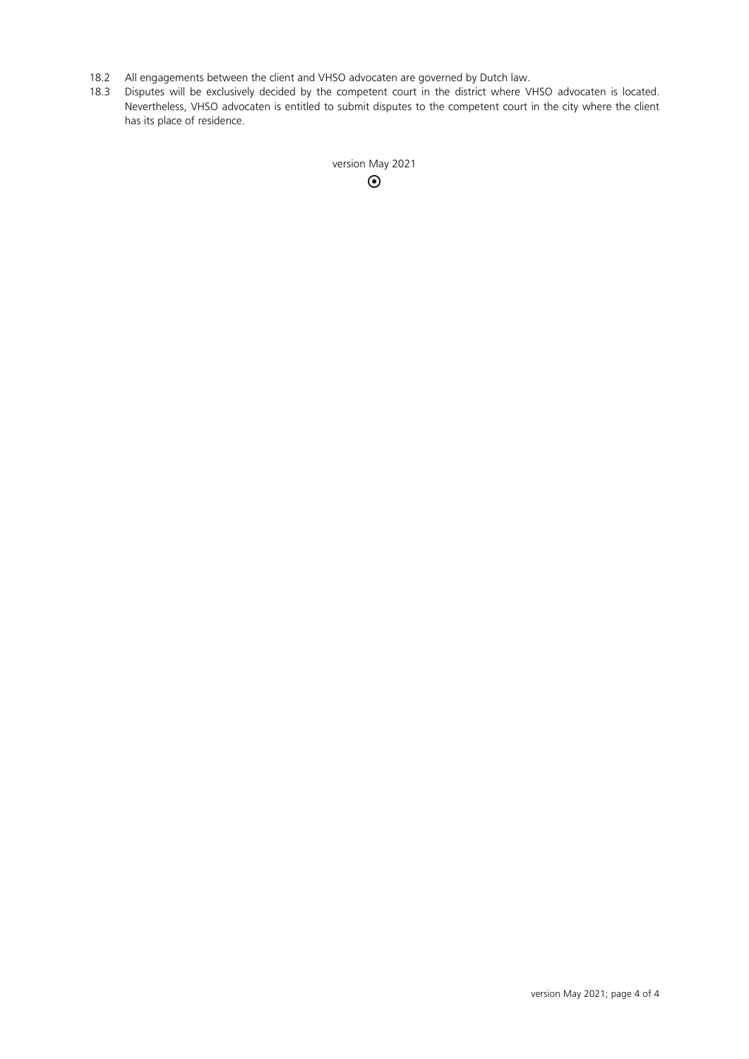18.2 All engagements between the client and VHSO advocaten are governed by Dutch law.

18.3 Disputes will be exclusively decided by the competent court in the district where VHSO advocaten is located. Nevertheless, VHSO advocaten is entitled to submit disputes to the competent court in the city where the client has its place of residence.

version May 2021

⊙